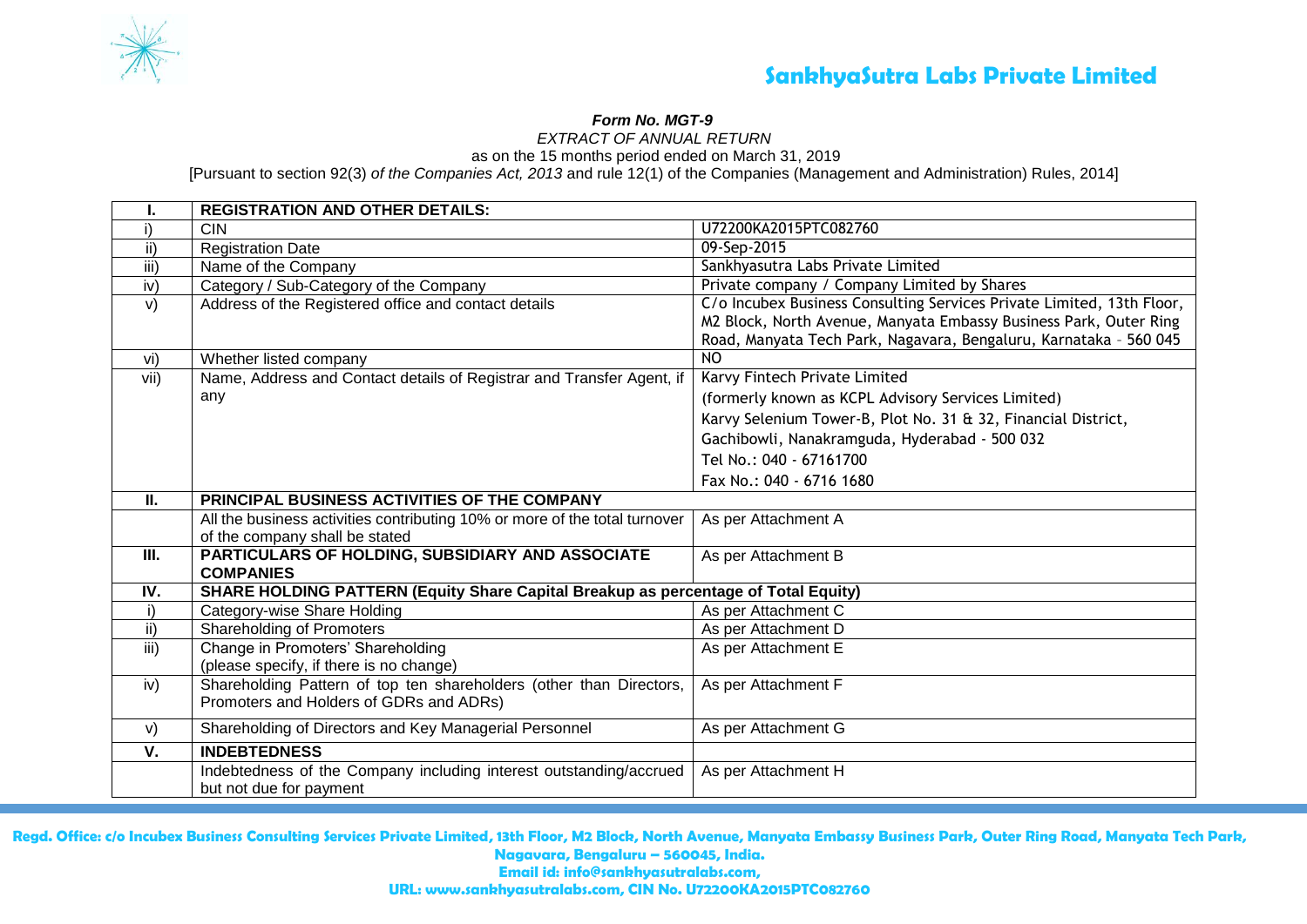**SankhyaSutra Labs Private Limited**

***Form No. MGT-9***

*EXTRACT OF ANNUAL RETURN*

as on the 15 months period ended on March 31, 2019

[Pursuant to section 92(3) *of the Companies Act, 2013* and rule 12(1) of the Companies (Management and Administration) Rules, 2014]

| **I.** | **REGISTRATION AND OTHER DETAILS:** | |
|---|---|---|
| i) | CIN | U72200KA2015PTC082760 |
| ii) | Registration Date | 09-Sep-2015 |
| iii) | Name of the Company | Sankhyasutra Labs Private Limited |
| iv) | Category / Sub-Category of the Company | Private company / Company Limited by Shares |
| v) | Address of the Registered office and contact details | C/o Incubex Business Consulting Services Private Limited, 13th Floor, M2 Block, North Avenue, Manyata Embassy Business Park, Outer Ring Road, Manyata Tech Park, Nagavara, Bengaluru, Karnataka - 560 045 |
| vi) | Whether listed company | NO |
| vii) | Name, Address and Contact details of Registrar and Transfer Agent, if any | Karvy Fintech Private Limited<br>(formerly known as KCPL Advisory Services Limited)<br>Karvy Selenium Tower-B, Plot No. 31 & 32, Financial District,<br>Gachibowli, Nanakramguda, Hyderabad - 500 032<br>Tel No.: 040 - 67161700<br>Fax No.: 040 - 6716 1680 |
| **II.** | **PRINCIPAL BUSINESS ACTIVITIES OF THE COMPANY** | |
| | All the business activities contributing 10% or more of the total turnover of the company shall be stated | As per Attachment A |
| **III.** | **PARTICULARS OF HOLDING, SUBSIDIARY AND ASSOCIATE COMPANIES** | As per Attachment B |
| **IV.** | **SHARE HOLDING PATTERN (Equity Share Capital Breakup as percentage of Total Equity)** | |
| i) | Category-wise Share Holding | As per Attachment C |
| ii) | Shareholding of Promoters | As per Attachment D |
| iii) | Change in Promoters' Shareholding<br>(please specify, if there is no change) | As per Attachment E |
| iv) | Shareholding Pattern of top ten shareholders (other than Directors, Promoters and Holders of GDRs and ADRs) | As per Attachment F |
| v) | Shareholding of Directors and Key Managerial Personnel | As per Attachment G |
| **V.** | **INDEBTEDNESS** | |
| | Indebtedness of the Company including interest outstanding/accrued but not due for payment | As per Attachment H |

**Regd. Office: c/o Incubex Business Consulting Services Private Limited, 13th Floor, M2 Block, North Avenue, Manyata Embassy Business Park, Outer Ring Road, Manyata Tech Park, Nagavara, Bengaluru – 560045, India.**
**Email id: info@sankhyasutralabs.com,**
**URL: www.sankhyasutralabs.com, CIN No. U72200KA2015PTC082760**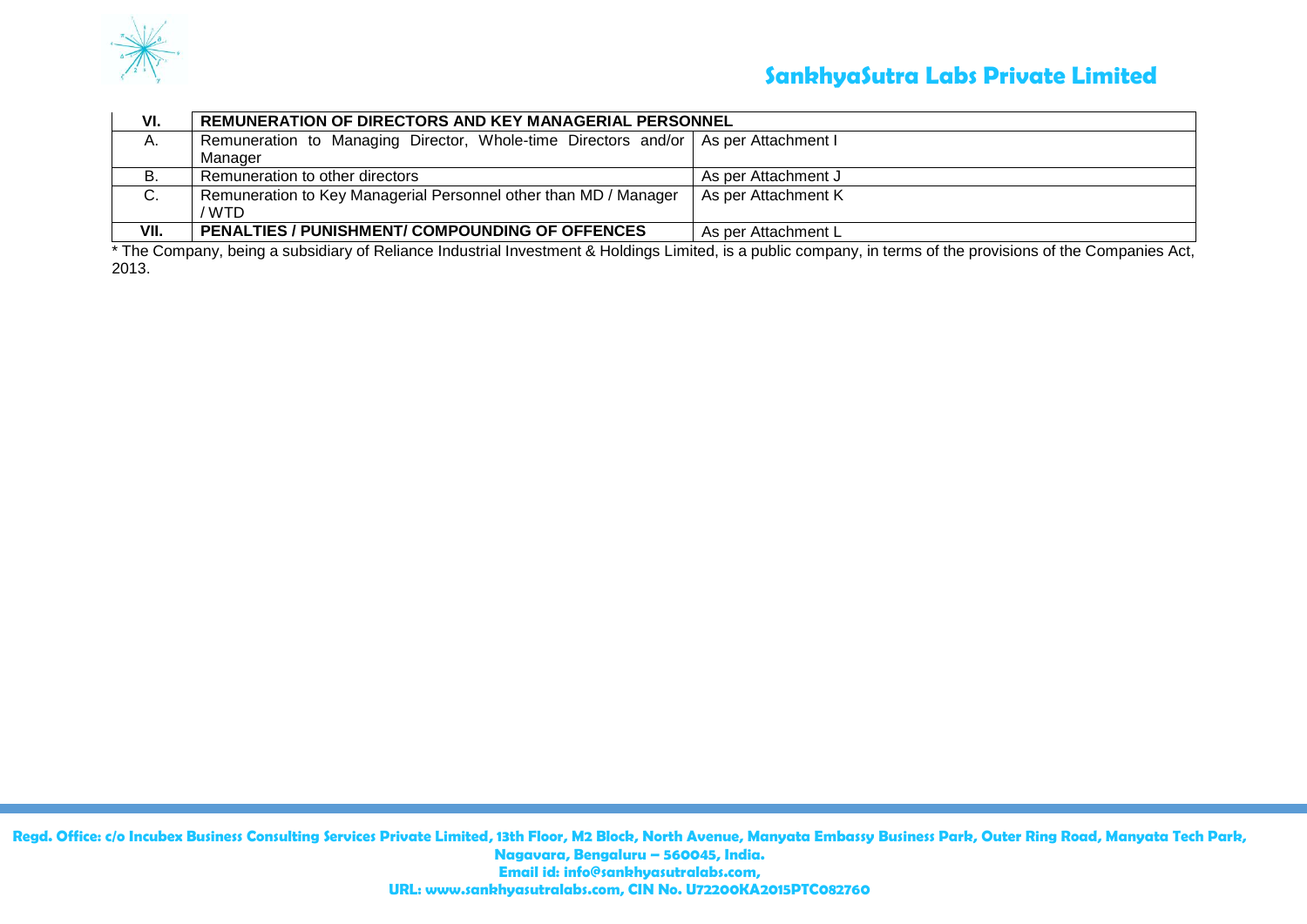| VI. | **REMUNERATION OF DIRECTORS AND KEY MANAGERIAL PERSONNEL** | |
|---|---|---|
| A. | Remuneration to Managing Director, Whole-time Directors and/or Manager | As per Attachment I |
| B. | Remuneration to other directors | As per Attachment J |
| C. | Remuneration to Key Managerial Personnel other than MD / Manager / WTD | As per Attachment K |
| **VII.** | **PENALTIES / PUNISHMENT/ COMPOUNDING OF OFFENCES** | As per Attachment L |

* The Company, being a subsidiary of Reliance Industrial Investment & Holdings Limited, is a public company, in terms of the provisions of the Companies Act, 2013.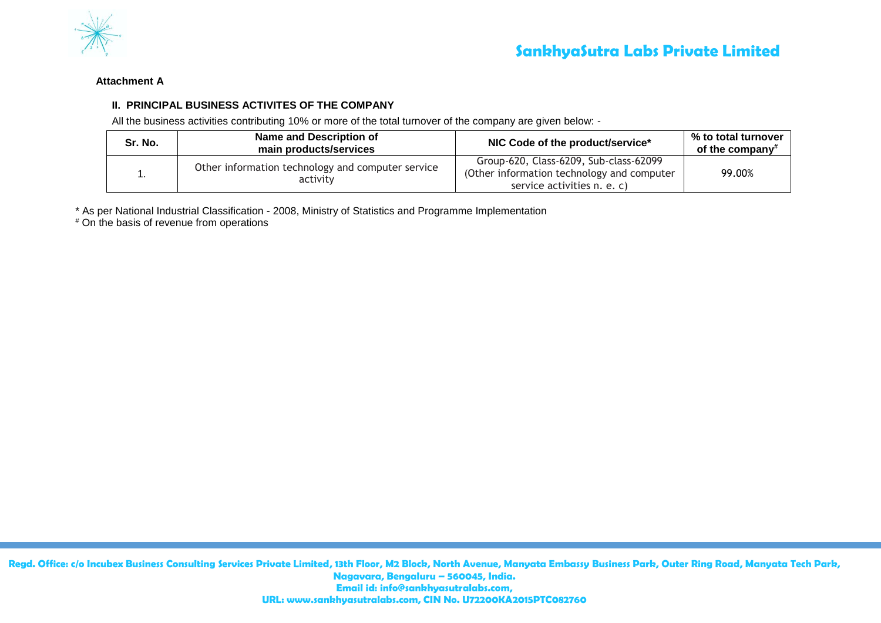**Attachment A**

## II. PRINCIPAL BUSINESS ACTIVITES OF THE COMPANY

All the business activities contributing 10% or more of the total turnover of the company are given below: -

| Sr. No. | Name and Description of main products/services | NIC Code of the product/service* | % to total turnover of the company# |
|---|---|---|---|
| 1. | Other information technology and computer service activity | Group-620, Class-6209, Sub-class-62099 (Other information technology and computer service activities n. e. c) | 99.00% |

* As per National Industrial Classification - 2008, Ministry of Statistics and Programme Implementation

# On the basis of revenue from operations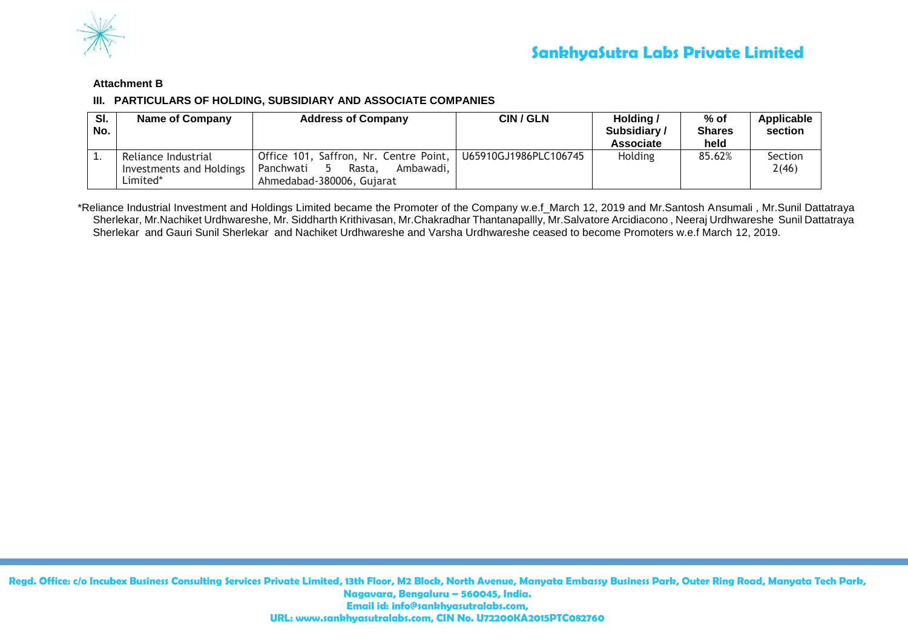**Attachment B**

### III. PARTICULARS OF HOLDING, SUBSIDIARY AND ASSOCIATE COMPANIES

| Sl. No. | Name of Company | Address of Company | CIN / GLN | Holding / Subsidiary / Associate | % of Shares held | Applicable section |
|---|---|---|---|---|---|---|
| 1. | Reliance Industrial Investments and Holdings Limited* | Office 101, Saffron, Nr. Centre Point, Panchwati 5 Rasta, Ambawadi, Ahmedabad-380006, Gujarat | U65910GJ1986PLC106745 | Holding | 85.62% | Section 2(46) |

*Reliance Industrial Investment and Holdings Limited became the Promoter of the Company w.e.f_March 12, 2019 and Mr.Santosh Ansumali , Mr.Sunil Dattatraya Sherlekar, Mr.Nachiket Urdhwareshe, Mr. Siddharth Krithivasan, Mr.Chakradhar Thantanapallly, Mr.Salvatore Arcidiacono , Neeraj Urdhwareshe Sunil Dattatraya Sherlekar and Gauri Sunil Sherlekar and Nachiket Urdhwareshe and Varsha Urdhwareshe ceased to become Promoters w.e.f March 12, 2019.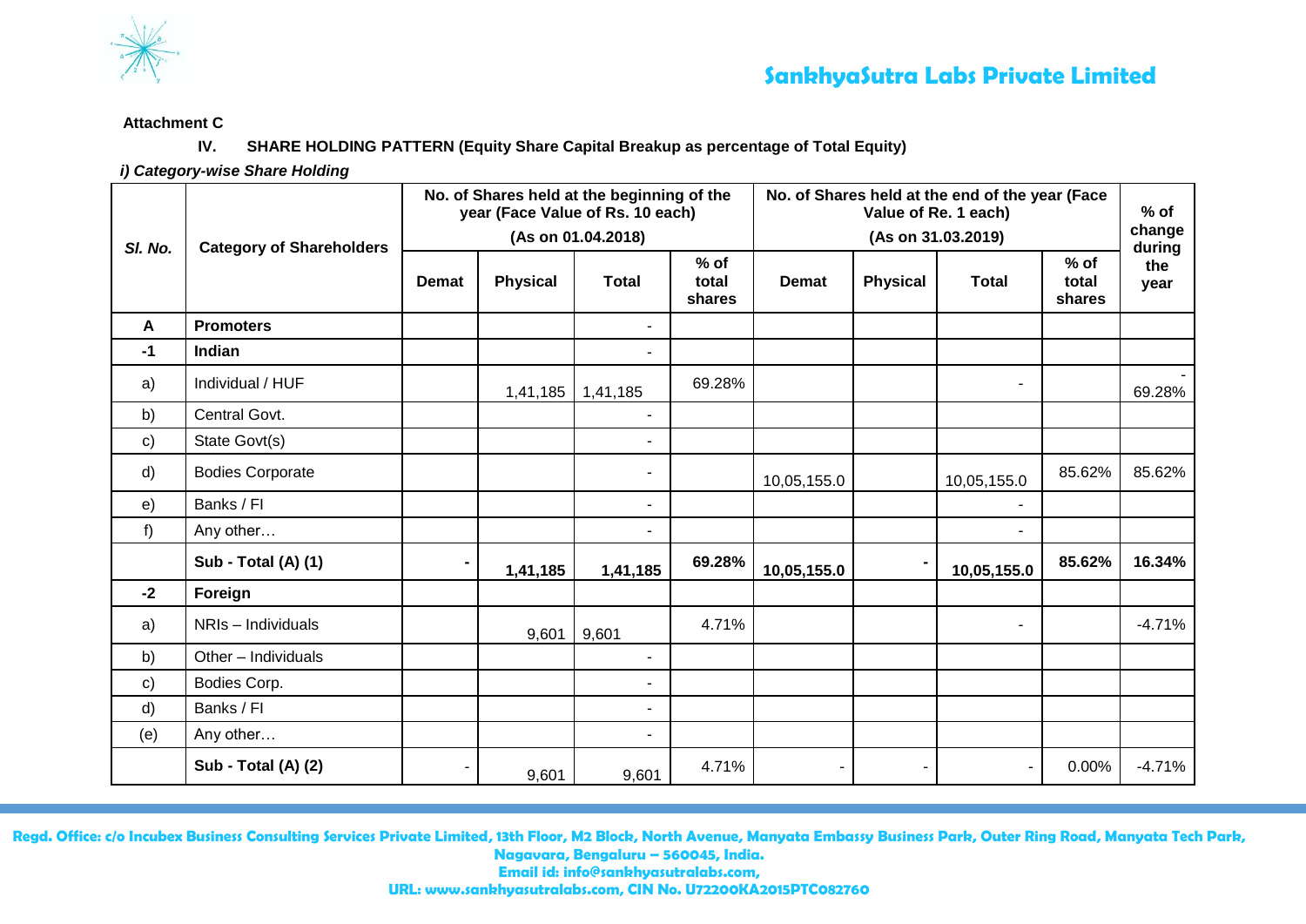**Attachment C**

**IV. SHARE HOLDING PATTERN (Equity Share Capital Breakup as percentage of Total Equity)**

***i) Category-wise Share Holding***

| Sl. No. | Category of Shareholders | No. of Shares held at the beginning of the year (Face Value of Rs. 10 each) (As on 01.04.2018) | | | | No. of Shares held at the end of the year (Face Value of Re. 1 each) (As on 31.03.2019) | | | | % of change during the year |
|---|---|---|---|---|---|---|---|---|---|---|
| | | Demat | Physical | Total | % of total shares | Demat | Physical | Total | % of total shares | |
| **A** | **Promoters** | | | - | | | | | | |
| **-1** | **Indian** | | | - | | | | | | |
| a) | Individual / HUF | | 1,41,185 | 1,41,185 | 69.28% | | | - | | -69.28% |
| b) | Central Govt. | | | - | | | | | | |
| c) | State Govt(s) | | | - | | | | | | |
| d) | Bodies Corporate | | | - | | 10,05,155.0 | | 10,05,155.0 | 85.62% | 85.62% |
| e) | Banks / FI | | | - | | | | - | | |
| f) | Any other… | | | - | | | | - | | |
| | **Sub - Total (A) (1)** | **-** | **1,41,185** | **1,41,185** | **69.28%** | **10,05,155.0** | **-** | **10,05,155.0** | **85.62%** | **16.34%** |
| **-2** | **Foreign** | | | | | | | | | |
| a) | NRIs – Individuals | | 9,601 | 9,601 | 4.71% | | | - | | -4.71% |
| b) | Other – Individuals | | | - | | | | | | |
| c) | Bodies Corp. | | | - | | | | | | |
| d) | Banks / FI | | | - | | | | | | |
| (e) | Any other… | | | - | | | | | | |
| | **Sub - Total (A) (2)** | - | 9,601 | 9,601 | 4.71% | - | - | - | 0.00% | -4.71% |

Regd. Office: c/o Incubex Business Consulting Services Private Limited, 13th Floor, M2 Block, North Avenue, Manyata Embassy Business Park, Outer Ring Road, Manyata Tech Park, Nagavara, Bengaluru – 560045, India.
Email id: info@sankhyasutralabs.com,
URL: www.sankhyasutralabs.com, CIN No. U72200KA2015PTC082760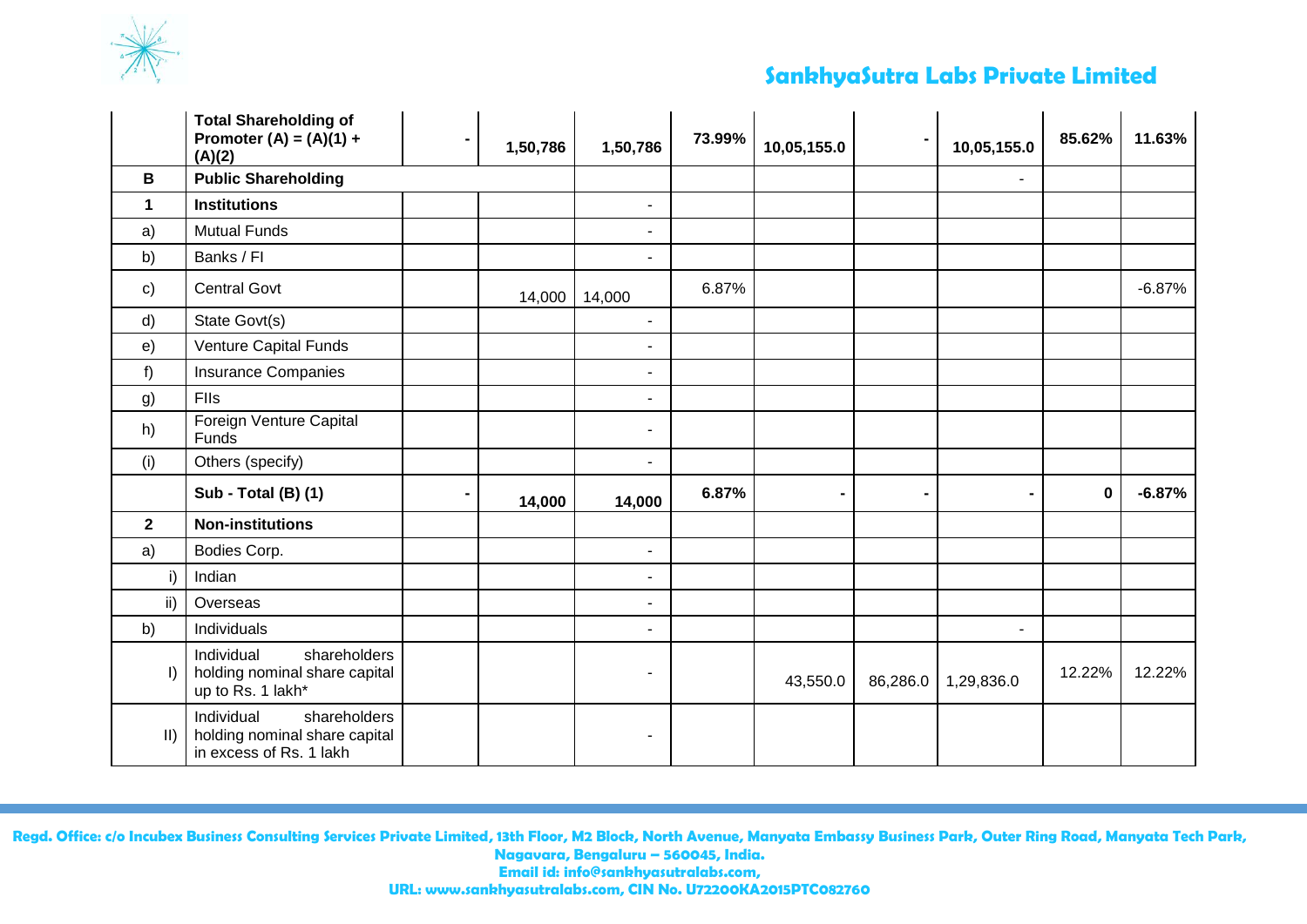| | Total Shareholding of Promoter (A) = (A)(1) + (A)(2) | - | 1,50,786 | 1,50,786 | 73.99% | 10,05,155.0 | - | 10,05,155.0 | 85.62% | 11.63% |
|---|---|---|---|---|---|---|---|---|---|---|
| B | Public Shareholding | | | | | | | - | | |
| 1 | Institutions | | | - | | | | | | |
| a) | Mutual Funds | | | - | | | | | | |
| b) | Banks / FI | | | - | | | | | | |
| c) | Central Govt | | 14,000 | 14,000 | 6.87% | | | | | -6.87% |
| d) | State Govt(s) | | | - | | | | | | |
| e) | Venture Capital Funds | | | - | | | | | | |
| f) | Insurance Companies | | | - | | | | | | |
| g) | FIIs | | | - | | | | | | |
| h) | Foreign Venture Capital Funds | | | - | | | | | | |
| (i) | Others (specify) | | | - | | | | | | |
| | **Sub - Total (B) (1)** | - | **14,000** | **14,000** | **6.87%** | - | - | - | **0** | **-6.87%** |
| 2 | Non-institutions | | | | | | | | | |
| a) | Bodies Corp. | | | - | | | | | | |
| i) | Indian | | | - | | | | | | |
| ii) | Overseas | | | - | | | | | | |
| b) | Individuals | | | - | | | | - | | |
| I) | Individual shareholders holding nominal share capital up to Rs. 1 lakh* | | | - | | 43,550.0 | 86,286.0 | 1,29,836.0 | 12.22% | 12.22% |
| II) | Individual shareholders holding nominal share capital in excess of Rs. 1 lakh | | | - | | | | | | |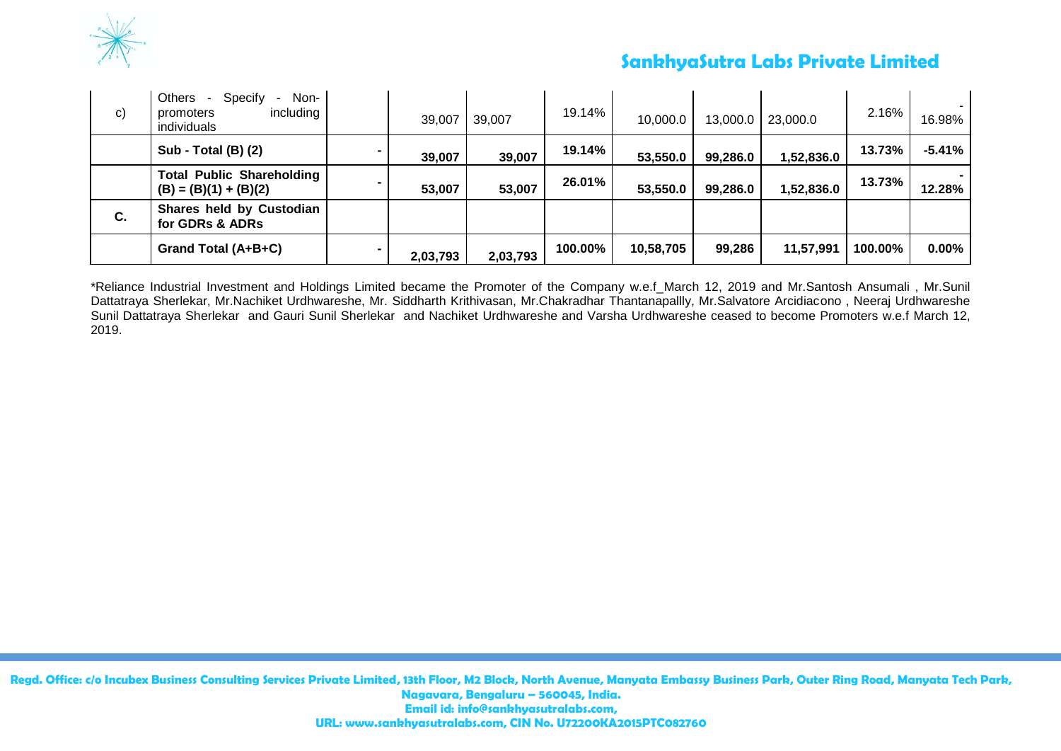| c) | Others - Specify - Non-promoters including individuals | | 39,007 | 39,007 | 19.14% | 10,000.0 | 13,000.0 | 23,000.0 | 2.16% | -16.98% |
|---|---|---|---|---|---|---|---|---|---|---|
| | **Sub - Total (B) (2)** | - | **39,007** | **39,007** | **19.14%** | **53,550.0** | **99,286.0** | **1,52,836.0** | **13.73%** | **-5.41%** |
| | **Total Public Shareholding (B) = (B)(1) + (B)(2)** | - | **53,007** | **53,007** | **26.01%** | **53,550.0** | **99,286.0** | **1,52,836.0** | **13.73%** | **-12.28%** |
| **C.** | **Shares held by Custodian for GDRs & ADRs** | | | | | | | | | |
| | **Grand Total (A+B+C)** | - | **2,03,793** | **2,03,793** | **100.00%** | **10,58,705** | **99,286** | **11,57,991** | **100.00%** | **0.00%** |

*Reliance Industrial Investment and Holdings Limited became the Promoter of the Company w.e.f_March 12, 2019 and Mr.Santosh Ansumali , Mr.Sunil Dattatraya Sherlekar, Mr.Nachiket Urdhwareshe, Mr. Siddharth Krithivasan, Mr.Chakradhar Thantanapallly, Mr.Salvatore Arcidiacono , Neeraj Urdhwareshe Sunil Dattatraya Sherlekar and Gauri Sunil Sherlekar and Nachiket Urdhwareshe and Varsha Urdhwareshe ceased to become Promoters w.e.f March 12, 2019.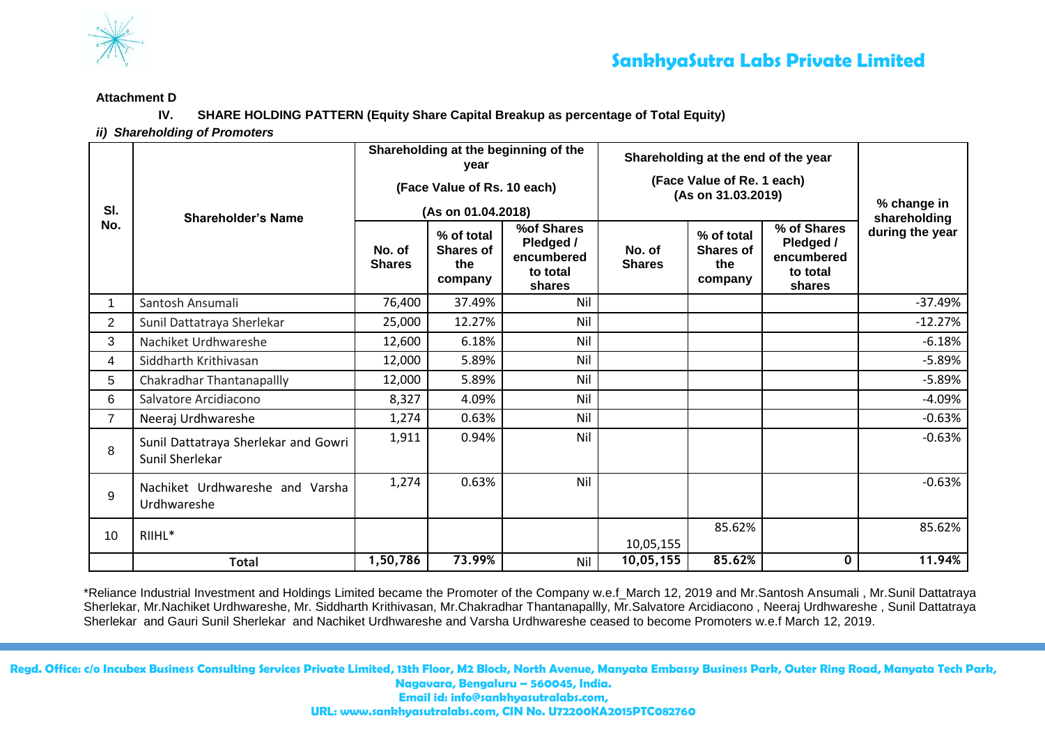**Attachment D**

**IV. SHARE HOLDING PATTERN (Equity Share Capital Breakup as percentage of Total Equity)**

***ii) Shareholding of Promoters***

| Sl. No. | Shareholder's Name | Shareholding at the beginning of the year (Face Value of Rs. 10 each) (As on 01.04.2018) | | | Shareholding at the end of the year (Face Value of Re. 1 each) (As on 31.03.2019) | | | % change in shareholding during the year |
|---|---|---|---|---|---|---|---|---|
| | | No. of Shares | % of total Shares of the company | %of Shares Pledged / encumbered to total shares | No. of Shares | % of total Shares of the company | % of Shares Pledged / encumbered to total shares | |
| 1 | Santosh Ansumali | 76,400 | 37.49% | Nil | | | | -37.49% |
| 2 | Sunil Dattatraya Sherlekar | 25,000 | 12.27% | Nil | | | | -12.27% |
| 3 | Nachiket Urdhwareshe | 12,600 | 6.18% | Nil | | | | -6.18% |
| 4 | Siddharth Krithivasan | 12,000 | 5.89% | Nil | | | | -5.89% |
| 5 | Chakradhar Thantanapallly | 12,000 | 5.89% | Nil | | | | -5.89% |
| 6 | Salvatore Arcidiacono | 8,327 | 4.09% | Nil | | | | -4.09% |
| 7 | Neeraj Urdhwareshe | 1,274 | 0.63% | Nil | | | | -0.63% |
| 8 | Sunil Dattatraya Sherlekar and Gowri Sunil Sherlekar | 1,911 | 0.94% | Nil | | | | -0.63% |
| 9 | Nachiket Urdhwareshe and Varsha Urdhwareshe | 1,274 | 0.63% | Nil | | | | -0.63% |
| 10 | RIIHL* | | | | 10,05,155 | 85.62% | | 85.62% |
| | **Total** | **1,50,786** | **73.99%** | Nil | **10,05,155** | **85.62%** | **0** | **11.94%** |

*Reliance Industrial Investment and Holdings Limited became the Promoter of the Company w.e.f_March 12, 2019 and Mr.Santosh Ansumali , Mr.Sunil Dattatraya Sherlekar, Mr.Nachiket Urdhwareshe, Mr. Siddharth Krithivasan, Mr.Chakradhar Thantanapallly, Mr.Salvatore Arcidiacono , Neeraj Urdhwareshe , Sunil Dattatraya Sherlekar and Gauri Sunil Sherlekar and Nachiket Urdhwareshe and Varsha Urdhwareshe ceased to become Promoters w.e.f March 12, 2019.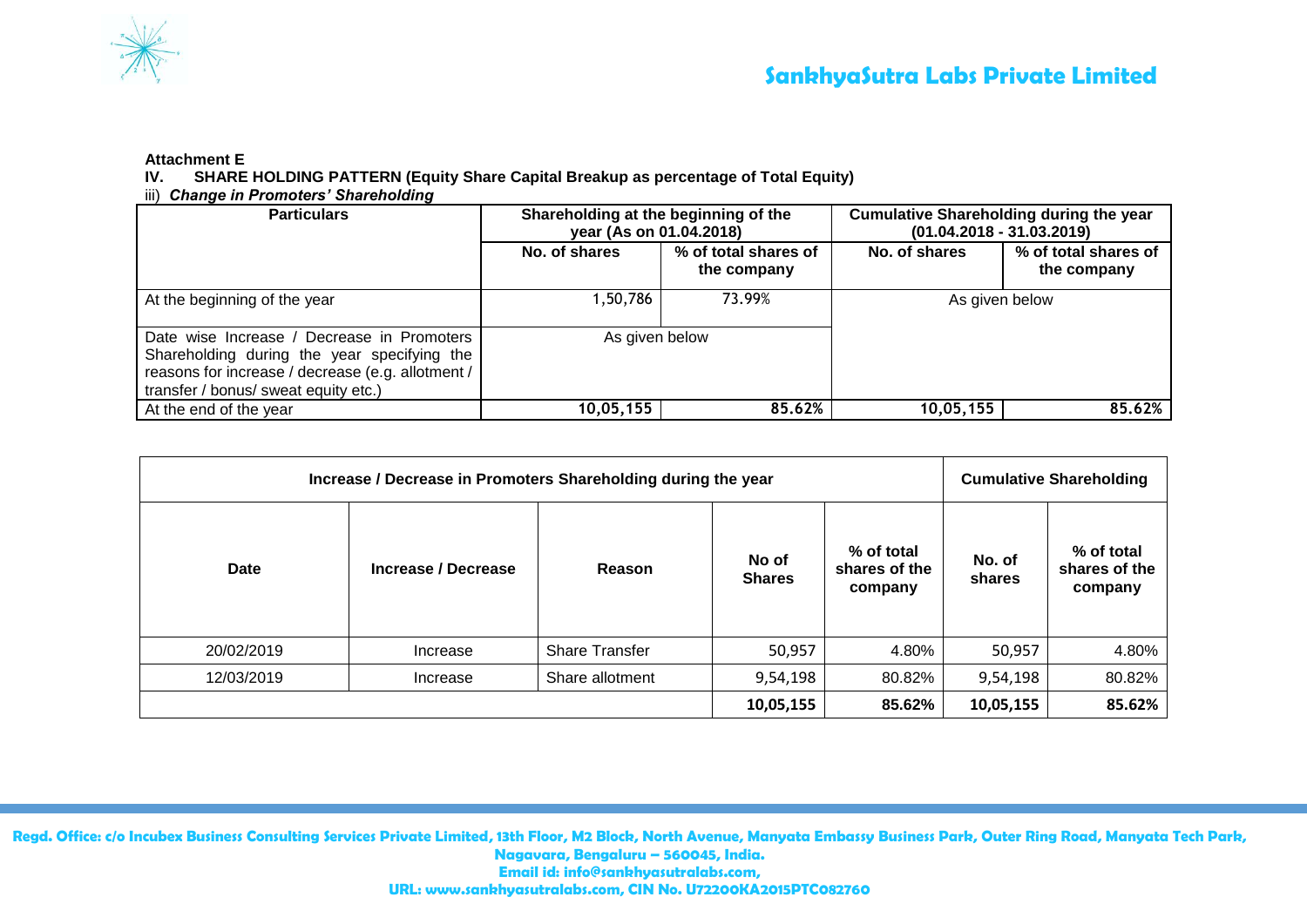**Attachment E**

**IV. SHARE HOLDING PATTERN (Equity Share Capital Breakup as percentage of Total Equity)**

iii) ***Change in Promoters' Shareholding***

| Particulars | Shareholding at the beginning of the year (As on 01.04.2018) | | Cumulative Shareholding during the year (01.04.2018 - 31.03.2019) | |
|---|---|---|---|---|
| | No. of shares | % of total shares of the company | No. of shares | % of total shares of the company |
| At the beginning of the year | 1,50,786 | 73.99% | As given below | |
| Date wise Increase / Decrease in Promoters Shareholding during the year specifying the reasons for increase / decrease (e.g. allotment / transfer / bonus/ sweat equity etc.) | As given below | | | |
| At the end of the year | 10,05,155 | 85.62% | 10,05,155 | 85.62% |

| Increase / Decrease in Promoters Shareholding during the year | | | | | Cumulative Shareholding | |
|---|---|---|---|---|---|---|
| Date | Increase / Decrease | Reason | No of Shares | % of total shares of the company | No. of shares | % of total shares of the company |
| 20/02/2019 | Increase | Share Transfer | 50,957 | 4.80% | 50,957 | 4.80% |
| 12/03/2019 | Increase | Share allotment | 9,54,198 | 80.82% | 9,54,198 | 80.82% |
| | | | **10,05,155** | **85.62%** | **10,05,155** | **85.62%** |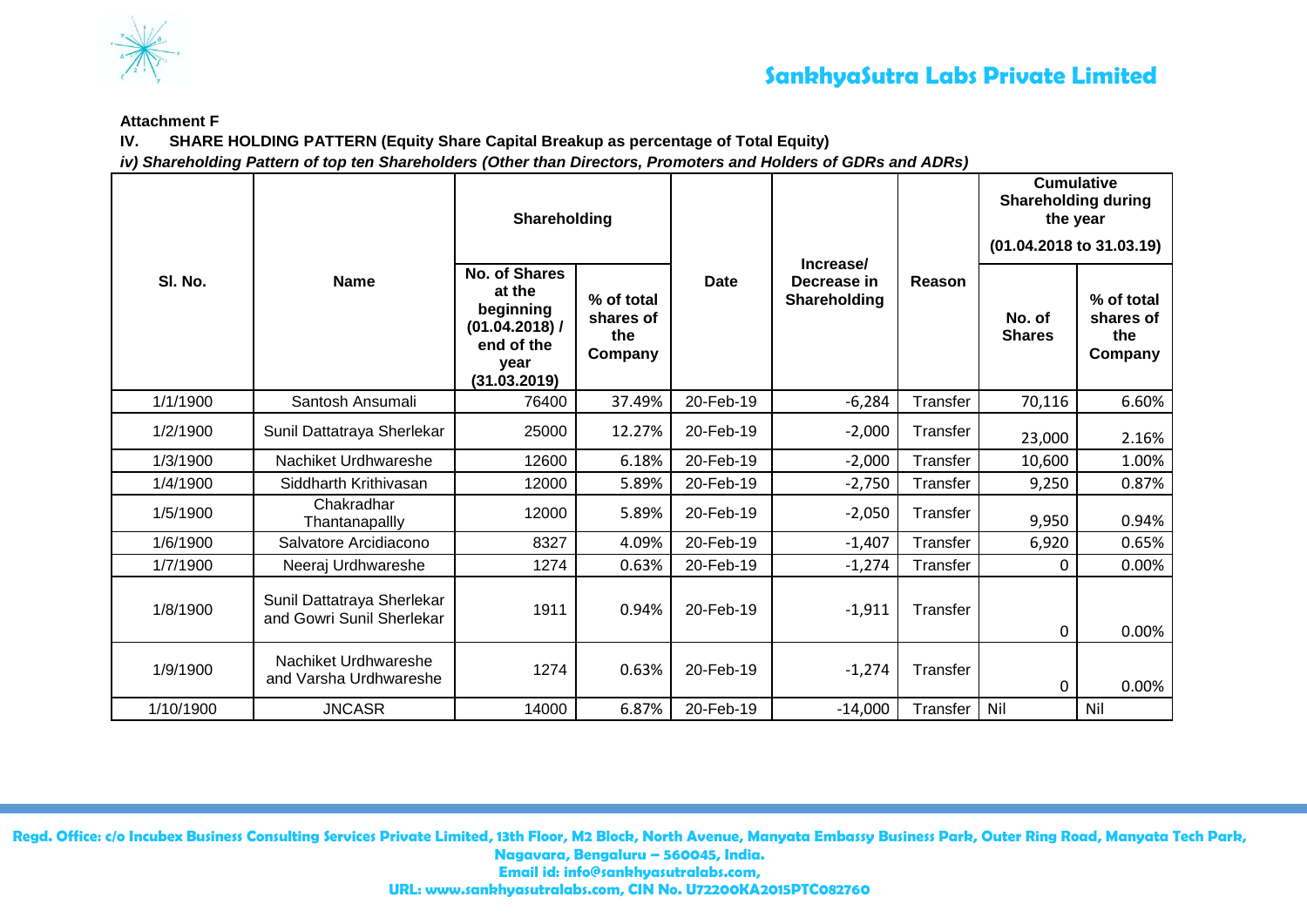**Attachment F**

**IV. SHARE HOLDING PATTERN (Equity Share Capital Breakup as percentage of Total Equity)**

***iv) Shareholding Pattern of top ten Shareholders (Other than Directors, Promoters and Holders of GDRs and ADRs)***

| Sl. No. | Name | Shareholding | | Date | Increase/ Decrease in Shareholding | Reason | Cumulative Shareholding during the year (01.04.2018 to 31.03.19) | |
|---|---|---|---|---|---|---|---|---|
| | | No. of Shares at the beginning (01.04.2018) / end of the year (31.03.2019) | % of total shares of the Company | | | | No. of Shares | % of total shares of the Company |
| 1/1/1900 | Santosh Ansumali | 76400 | 37.49% | 20-Feb-19 | -6,284 | Transfer | 70,116 | 6.60% |
| 1/2/1900 | Sunil Dattatraya Sherlekar | 25000 | 12.27% | 20-Feb-19 | -2,000 | Transfer | 23,000 | 2.16% |
| 1/3/1900 | Nachiket Urdhwareshe | 12600 | 6.18% | 20-Feb-19 | -2,000 | Transfer | 10,600 | 1.00% |
| 1/4/1900 | Siddharth Krithivasan | 12000 | 5.89% | 20-Feb-19 | -2,750 | Transfer | 9,250 | 0.87% |
| 1/5/1900 | Chakradhar Thantanapallly | 12000 | 5.89% | 20-Feb-19 | -2,050 | Transfer | 9,950 | 0.94% |
| 1/6/1900 | Salvatore Arcidiacono | 8327 | 4.09% | 20-Feb-19 | -1,407 | Transfer | 6,920 | 0.65% |
| 1/7/1900 | Neeraj Urdhwareshe | 1274 | 0.63% | 20-Feb-19 | -1,274 | Transfer | 0 | 0.00% |
| 1/8/1900 | Sunil Dattatraya Sherlekar and Gowri Sunil Sherlekar | 1911 | 0.94% | 20-Feb-19 | -1,911 | Transfer | 0 | 0.00% |
| 1/9/1900 | Nachiket Urdhwareshe and Varsha Urdhwareshe | 1274 | 0.63% | 20-Feb-19 | -1,274 | Transfer | 0 | 0.00% |
| 1/10/1900 | JNCASR | 14000 | 6.87% | 20-Feb-19 | -14,000 | Transfer | Nil | Nil |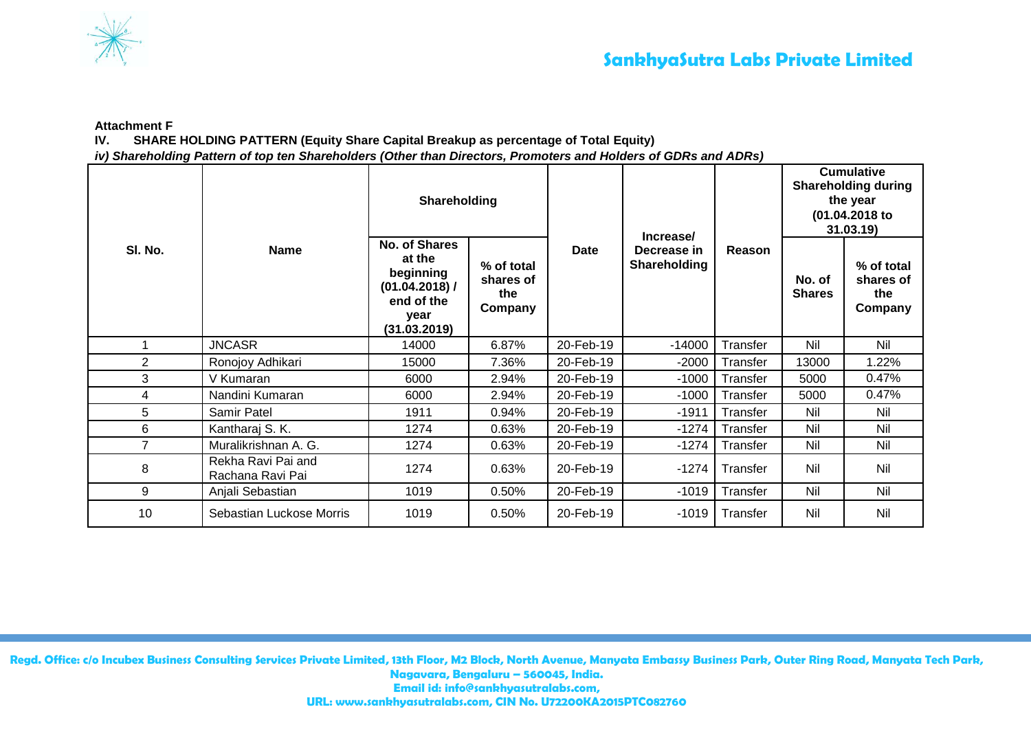**Attachment F**

**IV. SHARE HOLDING PATTERN (Equity Share Capital Breakup as percentage of Total Equity)**

***iv) Shareholding Pattern of top ten Shareholders (Other than Directors, Promoters and Holders of GDRs and ADRs)***

| Sl. No. | Name | Shareholding | | Date | Increase/ Decrease in Shareholding | Reason | Cumulative Shareholding during the year (01.04.2018 to 31.03.19) | |
|---|---|---|---|---|---|---|---|---|
| | | No. of Shares at the beginning (01.04.2018) / end of the year (31.03.2019) | % of total shares of the Company | | | | No. of Shares | % of total shares of the Company |
| 1 | JNCASR | 14000 | 6.87% | 20-Feb-19 | -14000 | Transfer | Nil | Nil |
| 2 | Ronojoy Adhikari | 15000 | 7.36% | 20-Feb-19 | -2000 | Transfer | 13000 | 1.22% |
| 3 | V Kumaran | 6000 | 2.94% | 20-Feb-19 | -1000 | Transfer | 5000 | 0.47% |
| 4 | Nandini Kumaran | 6000 | 2.94% | 20-Feb-19 | -1000 | Transfer | 5000 | 0.47% |
| 5 | Samir Patel | 1911 | 0.94% | 20-Feb-19 | -1911 | Transfer | Nil | Nil |
| 6 | Kantharaj S. K. | 1274 | 0.63% | 20-Feb-19 | -1274 | Transfer | Nil | Nil |
| 7 | Muralikrishnan A. G. | 1274 | 0.63% | 20-Feb-19 | -1274 | Transfer | Nil | Nil |
| 8 | Rekha Ravi Pai and Rachana Ravi Pai | 1274 | 0.63% | 20-Feb-19 | -1274 | Transfer | Nil | Nil |
| 9 | Anjali Sebastian | 1019 | 0.50% | 20-Feb-19 | -1019 | Transfer | Nil | Nil |
| 10 | Sebastian Luckose Morris | 1019 | 0.50% | 20-Feb-19 | -1019 | Transfer | Nil | Nil |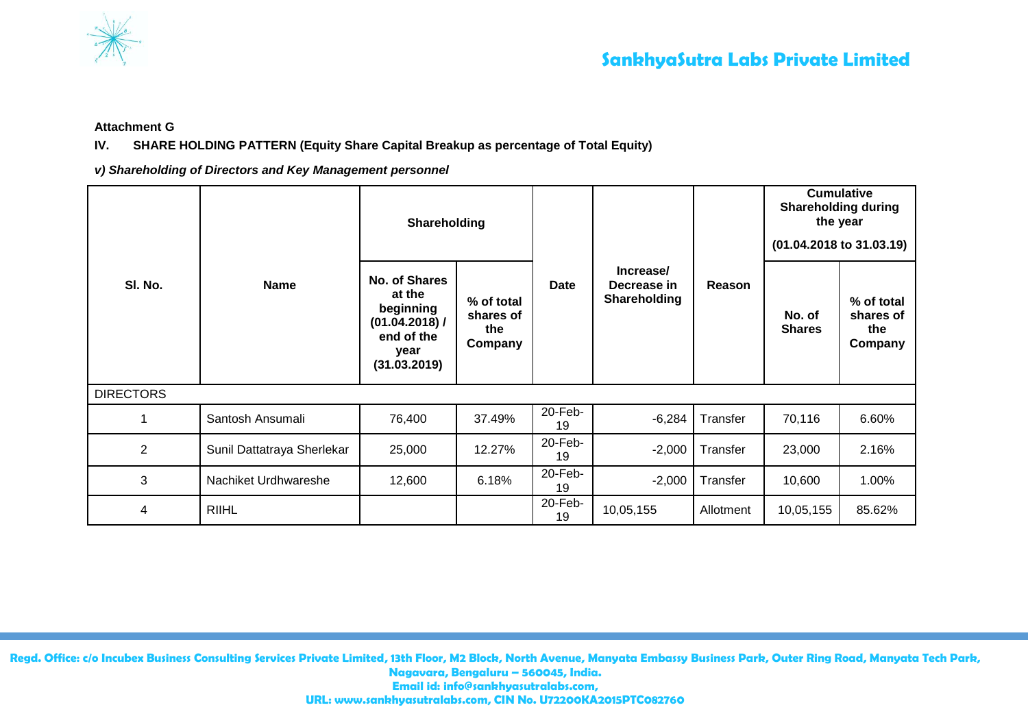**Attachment G**

**IV. SHARE HOLDING PATTERN (Equity Share Capital Breakup as percentage of Total Equity)**

***v) Shareholding of Directors and Key Management personnel***

| Sl. No. | Name | Shareholding | | Date | Increase/ Decrease in Shareholding | Reason | Cumulative Shareholding during the year (01.04.2018 to 31.03.19) | |
|---|---|---|---|---|---|---|---|---|
| | | No. of Shares at the beginning (01.04.2018) / end of the year (31.03.2019) | % of total shares of the Company | | | | No. of Shares | % of total shares of the Company |
| DIRECTORS | | | | | | | | |
| 1 | Santosh Ansumali | 76,400 | 37.49% | 20-Feb-19 | -6,284 | Transfer | 70,116 | 6.60% |
| 2 | Sunil Dattatraya Sherlekar | 25,000 | 12.27% | 20-Feb-19 | -2,000 | Transfer | 23,000 | 2.16% |
| 3 | Nachiket Urdhwareshe | 12,600 | 6.18% | 20-Feb-19 | -2,000 | Transfer | 10,600 | 1.00% |
| 4 | RIIHL | | | 20-Feb-19 | 10,05,155 | Allotment | 10,05,155 | 85.62% |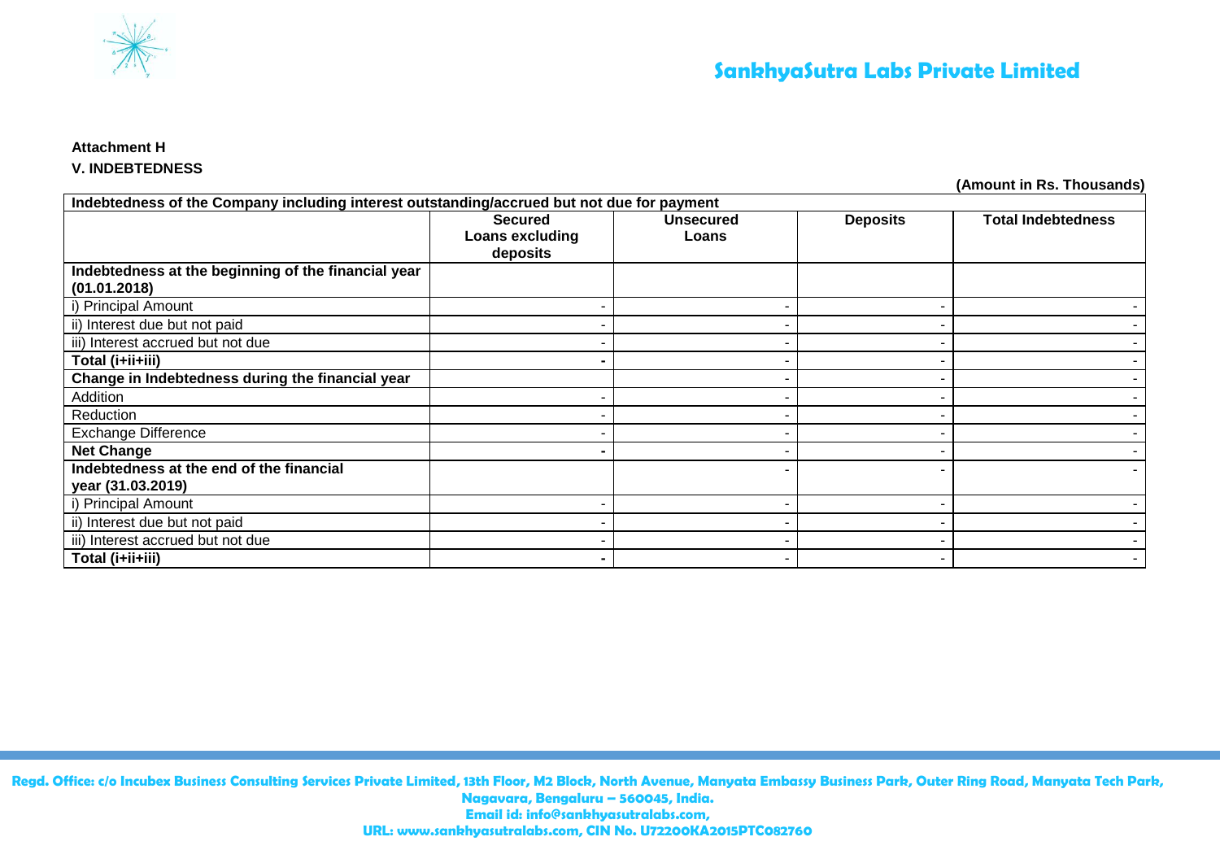**Attachment H**

**V. INDEBTEDNESS**

**(Amount in Rs. Thousands)**

| **Indebtedness of the Company including interest outstanding/accrued but not due for payment** | | | | |
|---|---|---|---|---|
| | **Secured Loans excluding deposits** | **Unsecured Loans** | **Deposits** | **Total Indebtedness** |
| **Indebtedness at the beginning of the financial year (01.01.2018)** | | | | |
| i) Principal Amount | - | - | - | - |
| ii) Interest due but not paid | - | - | - | - |
| iii) Interest accrued but not due | - | - | - | - |
| **Total (i+ii+iii)** | **-** | - | - | - |
| **Change in Indebtedness during the financial year** | | - | - | - |
| Addition | - | - | - | - |
| Reduction | - | - | - | - |
| Exchange Difference | - | - | - | - |
| **Net Change** | **-** | - | - | - |
| **Indebtedness at the end of the financial year (31.03.2019)** | | - | - | - |
| i) Principal Amount | - | - | - | - |
| ii) Interest due but not paid | - | - | - | - |
| iii) Interest accrued but not due | - | - | - | - |
| **Total (i+ii+iii)** | **-** | - | - | - |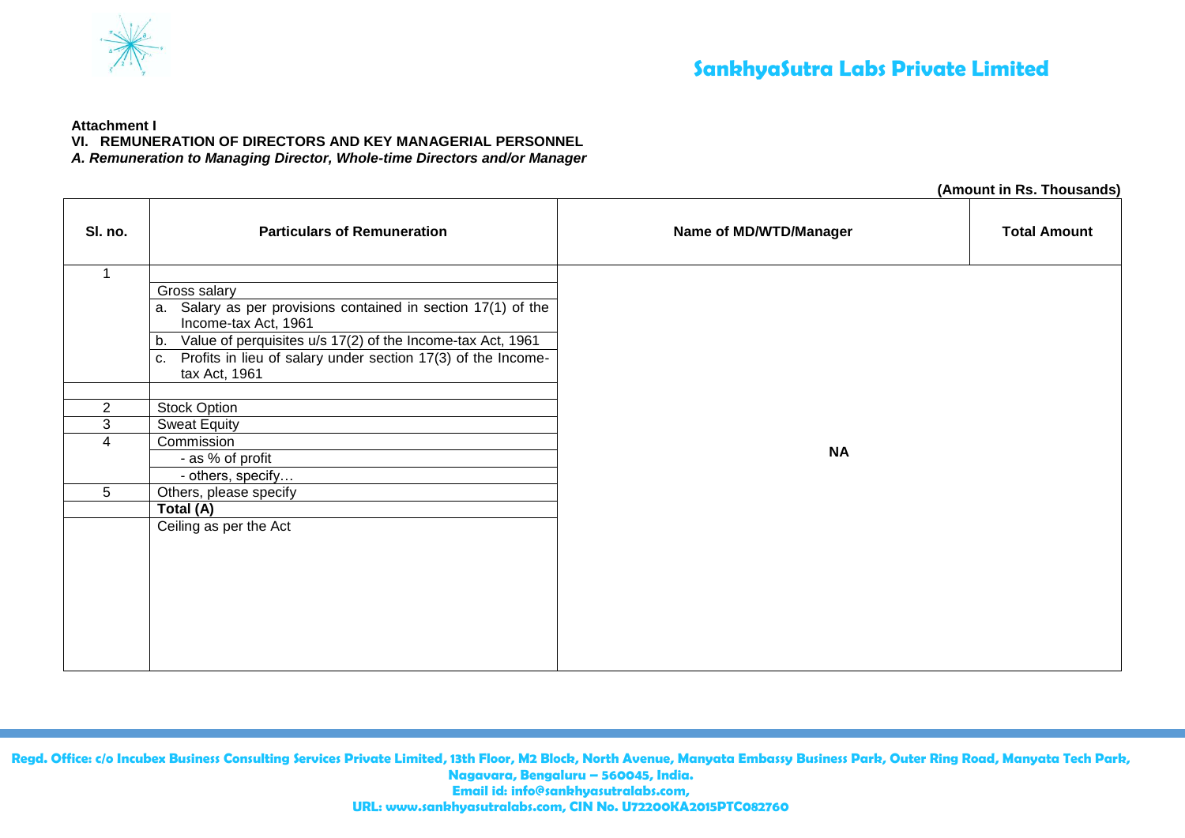**Attachment I**

**VI. REMUNERATION OF DIRECTORS AND KEY MANAGERIAL PERSONNEL**

***A. Remuneration to Managing Director, Whole-time Directors and/or Manager***

**(Amount in Rs. Thousands)**

| Sl. no. | Particulars of Remuneration | Name of MD/WTD/Manager | Total Amount |
|---|---|---|---|
| 1 | | NA | |
| | Gross salary | | |
| | a. Salary as per provisions contained in section 17(1) of the Income-tax Act, 1961 | | |
| | b. Value of perquisites u/s 17(2) of the Income-tax Act, 1961 | | |
| | c. Profits in lieu of salary under section 17(3) of the Income-tax Act, 1961 | | |
| | | | |
| 2 | Stock Option | | |
| 3 | Sweat Equity | | |
| 4 | Commission | | |
| | - as % of profit | | |
| | - others, specify… | | |
| 5 | Others, please specify | | |
| | **Total (A)** | | |
| | Ceiling as per the Act | | |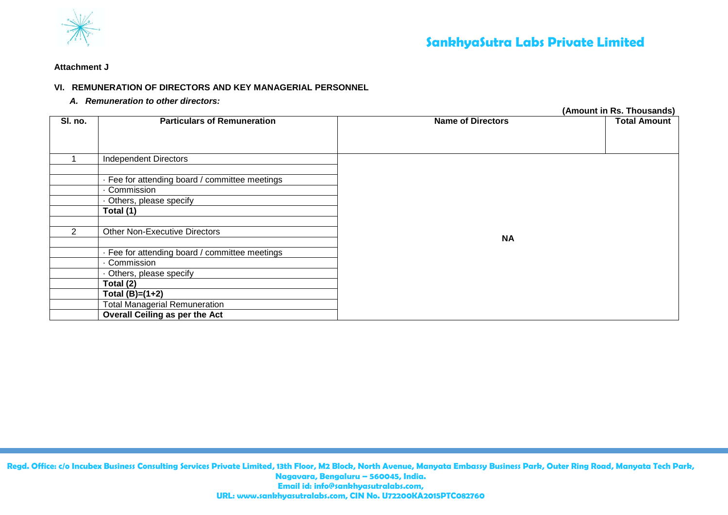**Attachment J**

### VI. REMUNERATION OF DIRECTORS AND KEY MANAGERIAL PERSONNEL

*A. Remuneration to other directors:*

**(Amount in Rs. Thousands)**

| Sl. no. | Particulars of Remuneration | Name of Directors | Total Amount |
|---|---|---|---|
| 1 | Independent Directors | | |
| | | | |
| | · Fee for attending board / committee meetings | | |
| | · Commission | | |
| | · Others, please specify | | |
| | **Total (1)** | | |
| | | | |
| 2 | Other Non-Executive Directors | **NA** | |
| | | | |
| | · Fee for attending board / committee meetings | | |
| | · Commission | | |
| | · Others, please specify | | |
| | **Total (2)** | | |
| | **Total (B)=(1+2)** | | |
| | Total Managerial Remuneration | | |
| | **Overall Ceiling as per the Act** | | |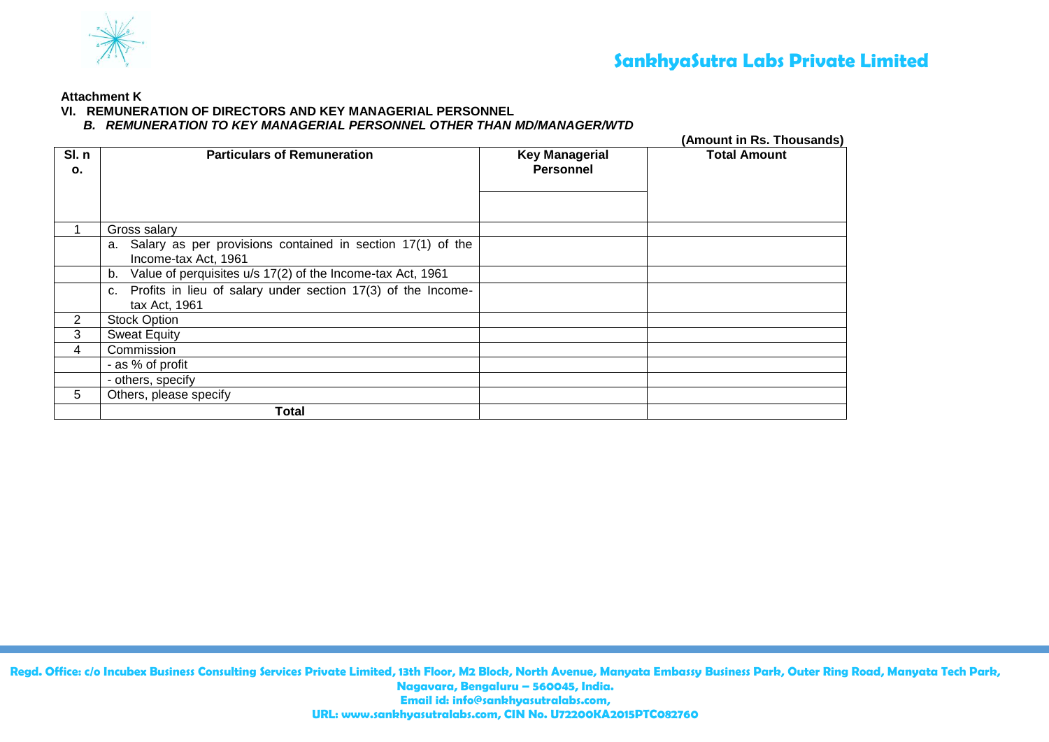**Attachment K**

**VI. REMUNERATION OF DIRECTORS AND KEY MANAGERIAL PERSONNEL**

***B. REMUNERATION TO KEY MANAGERIAL PERSONNEL OTHER THAN MD/MANAGER/WTD***

**(Amount in Rs. Thousands)**

| Sl. no. | Particulars of Remuneration | Key Managerial Personnel | Total Amount |
|---|---|---|---|
| | | | |
| 1 | Gross salary | | |
| | a. Salary as per provisions contained in section 17(1) of the Income-tax Act, 1961 | | |
| | b. Value of perquisites u/s 17(2) of the Income-tax Act, 1961 | | |
| | c. Profits in lieu of salary under section 17(3) of the Income-tax Act, 1961 | | |
| 2 | Stock Option | | |
| 3 | Sweat Equity | | |
| 4 | Commission | | |
| | - as % of profit | | |
| | - others, specify | | |
| 5 | Others, please specify | | |
| | **Total** | | |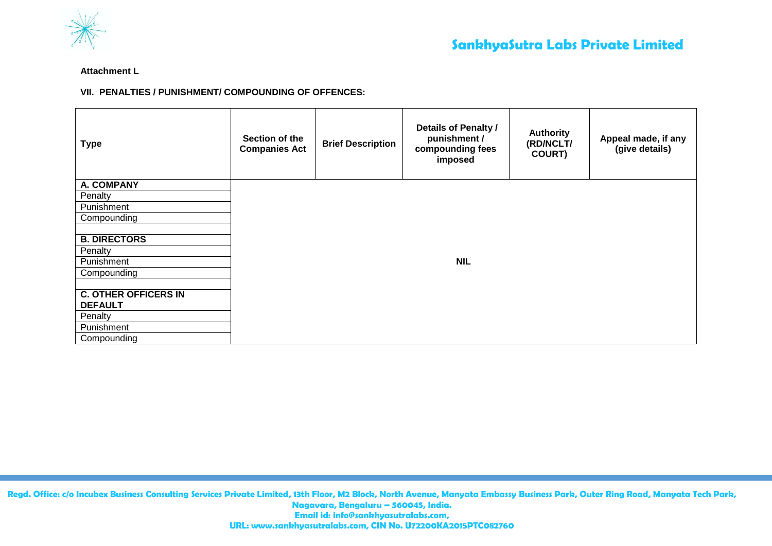**Attachment L**

**VII. PENALTIES / PUNISHMENT/ COMPOUNDING OF OFFENCES:**

| Type | Section of the Companies Act | Brief Description | Details of Penalty / punishment / compounding fees imposed | Authority (RD/NCLT/ COURT) | Appeal made, if any (give details) |
|---|---|---|---|---|---|
| **A. COMPANY** | | | | | |
| Penalty | | | | | |
| Punishment | | | | | |
| Compounding | | | | | |
| | | | | | |
| **B. DIRECTORS** | | | | | |
| Penalty | | | | | |
| Punishment | | | **NIL** | | |
| Compounding | | | | | |
| | | | | | |
| **C. OTHER OFFICERS IN DEFAULT** | | | | | |
| Penalty | | | | | |
| Punishment | | | | | |
| Compounding | | | | | |